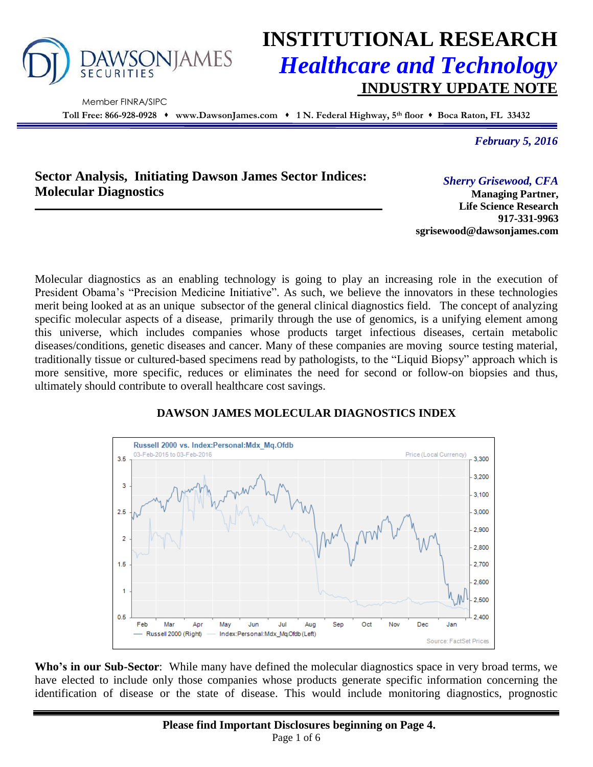# INSTITUTIONAL RESEARCH
## *Healthcare and Technology*
## INDUSTRY UPDATE NOTE

DAWSON JAMES SECURITIES

Member FINRA/SIPC

**Toll Free: 866-928-0928 ♦ www.DawsonJames.com ♦ 1 N. Federal Highway, 5th floor ♦ Boca Raton, FL 33432**

*February 5, 2016*

## Sector Analysis, Initiating Dawson James Sector Indices: Molecular Diagnostics

*Sherry Grisewood, CFA*
**Managing Partner,**
**Life Science Research**
**917-331-9963**
**sgrisewood@dawsonjames.com**

Molecular diagnostics as an enabling technology is going to play an increasing role in the execution of President Obama's "Precision Medicine Initiative". As such, we believe the innovators in these technologies merit being looked at as an unique subsector of the general clinical diagnostics field. The concept of analyzing specific molecular aspects of a disease, primarily through the use of genomics, is a unifying element among this universe, which includes companies whose products target infectious diseases, certain metabolic diseases/conditions, genetic diseases and cancer. Many of these companies are moving source testing material, traditionally tissue or cultured-based specimens read by pathologists, to the "Liquid Biopsy" approach which is more sensitive, more specific, reduces or eliminates the need for second or follow-on biopsies and thus, ultimately should contribute to overall healthcare cost savings.

**DAWSON JAMES MOLECULAR DIAGNOSTICS INDEX**

Russell 2000 vs. Index:Personal:Mdx_Mq.Ofdb
03-Feb-2015 to 03-Feb-2016

— Russell 2000 (Right) — Index:Personal:Mdx_Mq.Ofdb (Left)

Source: FactSet Prices

**Who's in our Sub-Sector**: While many have defined the molecular diagnostics space in very broad terms, we have elected to include only those companies whose products generate specific information concerning the identification of disease or the state of disease. This would include monitoring diagnostics, prognostic

**Please find Important Disclosures beginning on Page 4.**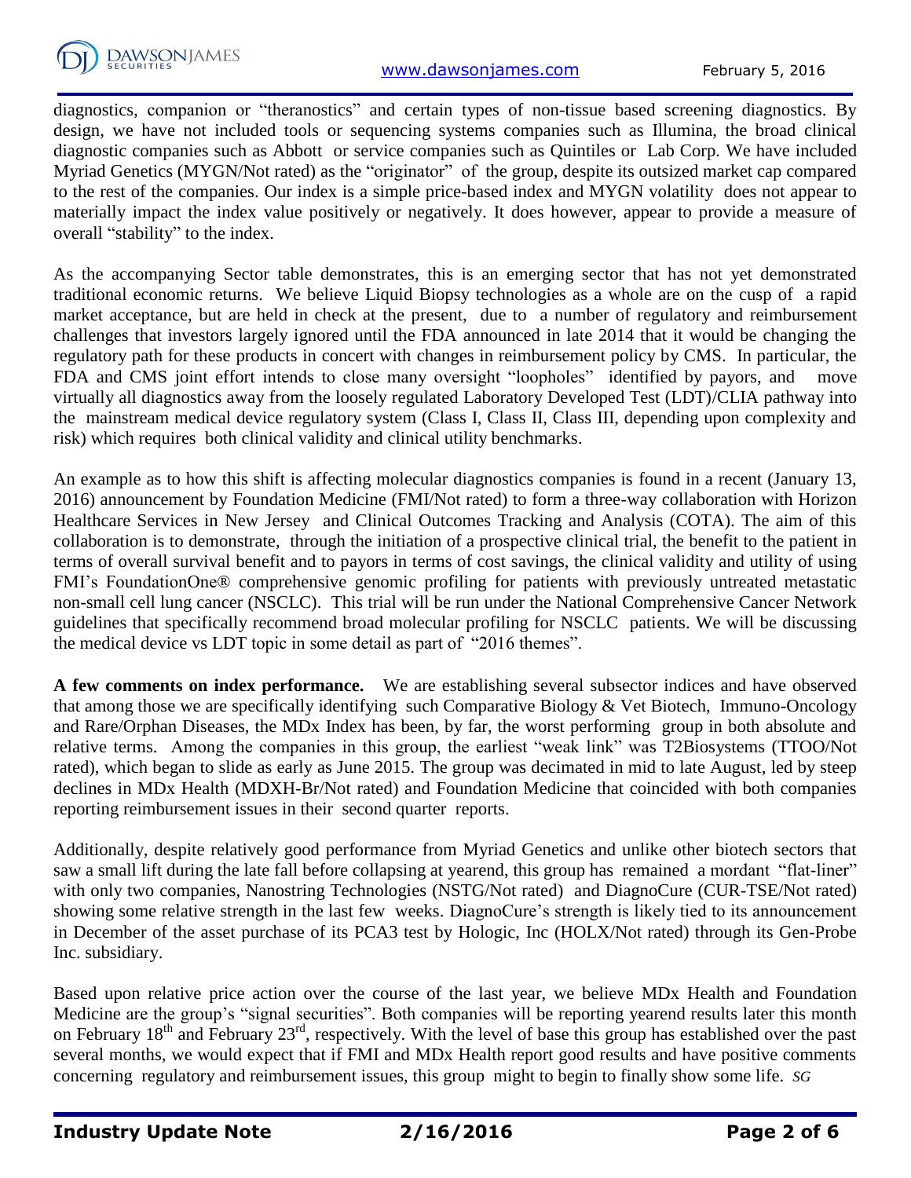diagnostics, companion or "theranostics" and certain types of non-tissue based screening diagnostics. By design, we have not included tools or sequencing systems companies such as Illumina, the broad clinical diagnostic companies such as Abbott or service companies such as Quintiles or Lab Corp. We have included Myriad Genetics (MYGN/Not rated) as the "originator" of the group, despite its outsized market cap compared to the rest of the companies. Our index is a simple price-based index and MYGN volatility does not appear to materially impact the index value positively or negatively. It does however, appear to provide a measure of overall "stability" to the index.

As the accompanying Sector table demonstrates, this is an emerging sector that has not yet demonstrated traditional economic returns. We believe Liquid Biopsy technologies as a whole are on the cusp of a rapid market acceptance, but are held in check at the present, due to a number of regulatory and reimbursement challenges that investors largely ignored until the FDA announced in late 2014 that it would be changing the regulatory path for these products in concert with changes in reimbursement policy by CMS. In particular, the FDA and CMS joint effort intends to close many oversight "loopholes" identified by payors, and move virtually all diagnostics away from the loosely regulated Laboratory Developed Test (LDT)/CLIA pathway into the mainstream medical device regulatory system (Class I, Class II, Class III, depending upon complexity and risk) which requires both clinical validity and clinical utility benchmarks.

An example as to how this shift is affecting molecular diagnostics companies is found in a recent (January 13, 2016) announcement by Foundation Medicine (FMI/Not rated) to form a three-way collaboration with Horizon Healthcare Services in New Jersey and Clinical Outcomes Tracking and Analysis (COTA). The aim of this collaboration is to demonstrate, through the initiation of a prospective clinical trial, the benefit to the patient in terms of overall survival benefit and to payors in terms of cost savings, the clinical validity and utility of using FMI's FoundationOne® comprehensive genomic profiling for patients with previously untreated metastatic non-small cell lung cancer (NSCLC). This trial will be run under the National Comprehensive Cancer Network guidelines that specifically recommend broad molecular profiling for NSCLC patients. We will be discussing the medical device vs LDT topic in some detail as part of "2016 themes".

**A few comments on index performance.** We are establishing several subsector indices and have observed that among those we are specifically identifying such Comparative Biology & Vet Biotech, Immuno-Oncology and Rare/Orphan Diseases, the MDx Index has been, by far, the worst performing group in both absolute and relative terms. Among the companies in this group, the earliest "weak link" was T2Biosystems (TTOO/Not rated), which began to slide as early as June 2015. The group was decimated in mid to late August, led by steep declines in MDx Health (MDXH-Br/Not rated) and Foundation Medicine that coincided with both companies reporting reimbursement issues in their second quarter reports.

Additionally, despite relatively good performance from Myriad Genetics and unlike other biotech sectors that saw a small lift during the late fall before collapsing at yearend, this group has remained a mordant "flat-liner" with only two companies, Nanostring Technologies (NSTG/Not rated) and DiagnoCure (CUR-TSE/Not rated) showing some relative strength in the last few weeks. DiagnoCure's strength is likely tied to its announcement in December of the asset purchase of its PCA3 test by Hologic, Inc (HOLX/Not rated) through its Gen-Probe Inc. subsidiary.

Based upon relative price action over the course of the last year, we believe MDx Health and Foundation Medicine are the group's "signal securities". Both companies will be reporting yearend results later this month on February 18th and February 23rd, respectively. With the level of base this group has established over the past several months, we would expect that if FMI and MDx Health report good results and have positive comments concerning regulatory and reimbursement issues, this group might to begin to finally show some life. *SG*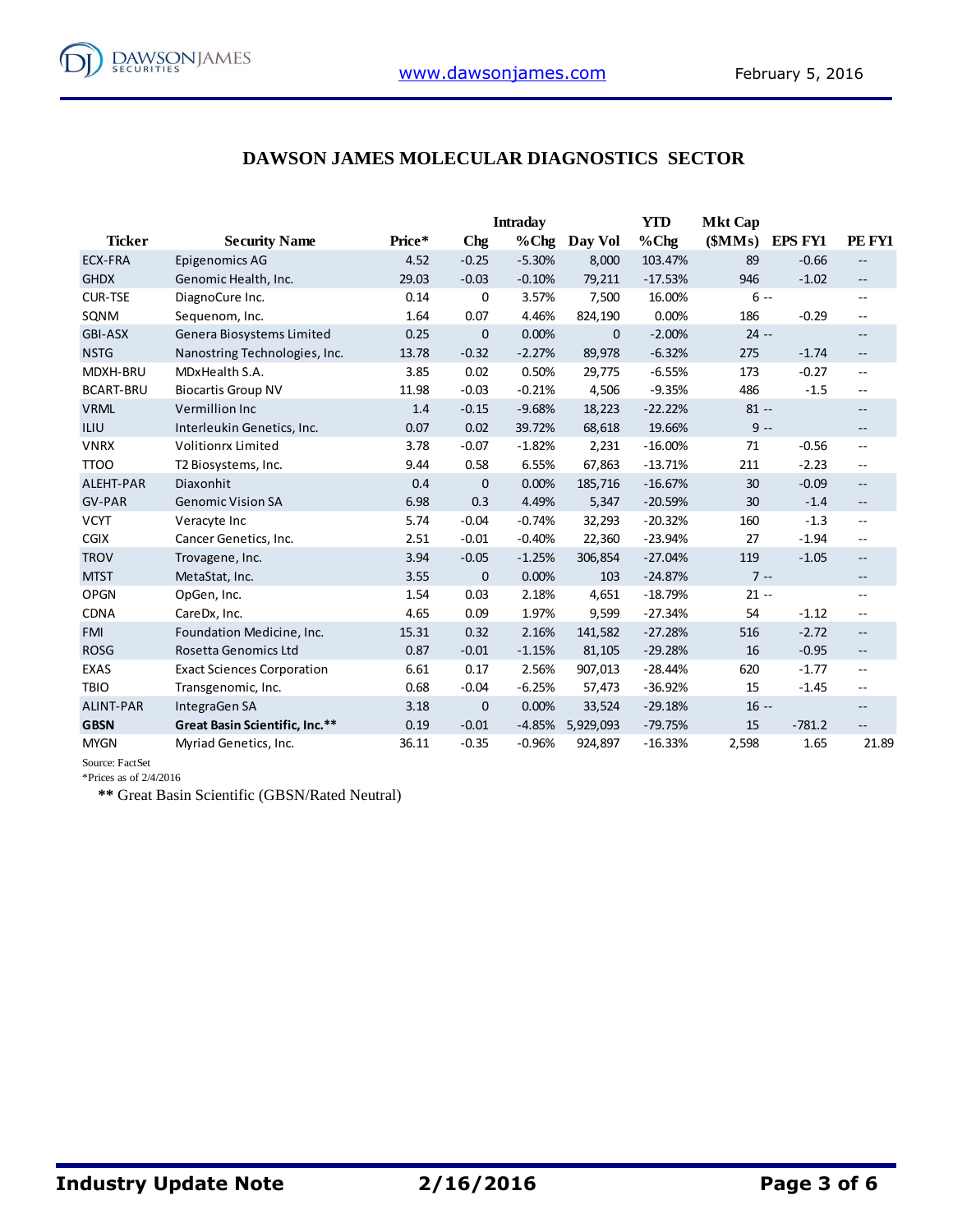# DAWSON JAMES MOLECULAR DIAGNOSTICS SECTOR

| Ticker | Security Name | Price* | Chg | Intraday %Chg | Day Vol | YTD %Chg | Mkt Cap ($MMs) | EPS FY1 | PE FY1 |
|---|---|---|---|---|---|---|---|---|---|
| ECX-FRA | Epigenomics AG | 4.52 | -0.25 | -5.30% | 8,000 | 103.47% | 89 | -0.66 | -- |
| GHDX | Genomic Health, Inc. | 29.03 | -0.03 | -0.10% | 79,211 | -17.53% | 946 | -1.02 | -- |
| CUR-TSE | DiagnoCure Inc. | 0.14 | 0 | 3.57% | 7,500 | 16.00% | 6 | -- | -- |
| SQNM | Sequenom, Inc. | 1.64 | 0.07 | 4.46% | 824,190 | 0.00% | 186 | -0.29 | -- |
| GBI-ASX | Genera Biosystems Limited | 0.25 | 0 | 0.00% | 0 | -2.00% | 24 | -- | -- |
| NSTG | Nanostring Technologies, Inc. | 13.78 | -0.32 | -2.27% | 89,978 | -6.32% | 275 | -1.74 | -- |
| MDXH-BRU | MDxHealth S.A. | 3.85 | 0.02 | 0.50% | 29,775 | -6.55% | 173 | -0.27 | -- |
| BCART-BRU | Biocartis Group NV | 11.98 | -0.03 | -0.21% | 4,506 | -9.35% | 486 | -1.5 | -- |
| VRML | Vermillion Inc | 1.4 | -0.15 | -9.68% | 18,223 | -22.22% | 81 | -- | -- |
| ILIU | Interleukin Genetics, Inc. | 0.07 | 0.02 | 39.72% | 68,618 | 19.66% | 9 | -- | -- |
| VNRX | Volitionrx Limited | 3.78 | -0.07 | -1.82% | 2,231 | -16.00% | 71 | -0.56 | -- |
| TTOO | T2 Biosystems, Inc. | 9.44 | 0.58 | 6.55% | 67,863 | -13.71% | 211 | -2.23 | -- |
| ALEHT-PAR | Diaxonhit | 0.4 | 0 | 0.00% | 185,716 | -16.67% | 30 | -0.09 | -- |
| GV-PAR | Genomic Vision SA | 6.98 | 0.3 | 4.49% | 5,347 | -20.59% | 30 | -1.4 | -- |
| VCYT | Veracyte Inc | 5.74 | -0.04 | -0.74% | 32,293 | -20.32% | 160 | -1.3 | -- |
| CGIX | Cancer Genetics, Inc. | 2.51 | -0.01 | -0.40% | 22,360 | -23.94% | 27 | -1.94 | -- |
| TROV | Trovagene, Inc. | 3.94 | -0.05 | -1.25% | 306,854 | -27.04% | 119 | -1.05 | -- |
| MTST | MetaStat, Inc. | 3.55 | 0 | 0.00% | 103 | -24.87% | 7 | -- | -- |
| OPGN | OpGen, Inc. | 1.54 | 0.03 | 2.18% | 4,651 | -18.79% | 21 | -- | -- |
| CDNA | CareDx, Inc. | 4.65 | 0.09 | 1.97% | 9,599 | -27.34% | 54 | -1.12 | -- |
| FMI | Foundation Medicine, Inc. | 15.31 | 0.32 | 2.16% | 141,582 | -27.28% | 516 | -2.72 | -- |
| ROSG | Rosetta Genomics Ltd | 0.87 | -0.01 | -1.15% | 81,105 | -29.28% | 16 | -0.95 | -- |
| EXAS | Exact Sciences Corporation | 6.61 | 0.17 | 2.56% | 907,013 | -28.44% | 620 | -1.77 | -- |
| TBIO | Transgenomic, Inc. | 0.68 | -0.04 | -6.25% | 57,473 | -36.92% | 15 | -1.45 | -- |
| ALINT-PAR | IntegraGen SA | 3.18 | 0 | 0.00% | 33,524 | -29.18% | 16 | -- | -- |
| **GBSN** | **Great Basin Scientific, Inc.**** | 0.19 | -0.01 | -4.85% | 5,929,093 | -79.75% | 15 | -781.2 | -- |
| MYGN | Myriad Genetics, Inc. | 36.11 | -0.35 | -0.96% | 924,897 | -16.33% | 2,598 | 1.65 | 21.89 |

Source: FactSet

*Prices as of 2/4/2016

** Great Basin Scientific (GBSN/Rated Neutral)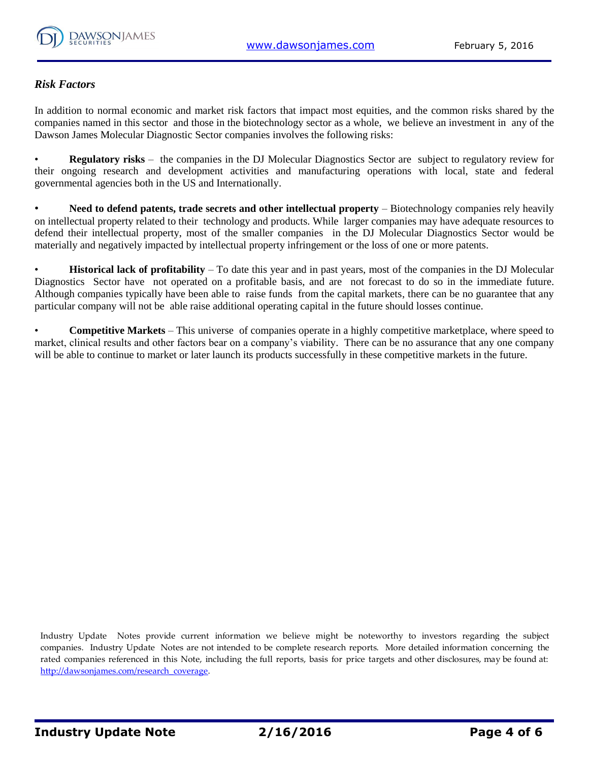*Risk Factors*

In addition to normal economic and market risk factors that impact most equities, and the common risks shared by the companies named in this sector and those in the biotechnology sector as a whole, we believe an investment in any of the Dawson James Molecular Diagnostic Sector companies involves the following risks:

- **Regulatory risks** – the companies in the DJ Molecular Diagnostics Sector are subject to regulatory review for their ongoing research and development activities and manufacturing operations with local, state and federal governmental agencies both in the US and Internationally.

- **Need to defend patents, trade secrets and other intellectual property** – Biotechnology companies rely heavily on intellectual property related to their technology and products. While larger companies may have adequate resources to defend their intellectual property, most of the smaller companies in the DJ Molecular Diagnostics Sector would be materially and negatively impacted by intellectual property infringement or the loss of one or more patents.

- **Historical lack of profitability** – To date this year and in past years, most of the companies in the DJ Molecular Diagnostics Sector have not operated on a profitable basis, and are not forecast to do so in the immediate future. Although companies typically have been able to raise funds from the capital markets, there can be no guarantee that any particular company will not be able raise additional operating capital in the future should losses continue.

- **Competitive Markets** – This universe of companies operate in a highly competitive marketplace, where speed to market, clinical results and other factors bear on a company's viability. There can be no assurance that any one company will be able to continue to market or later launch its products successfully in these competitive markets in the future.

Industry Update Notes provide current information we believe might be noteworthy to investors regarding the subject companies. Industry Update Notes are not intended to be complete research reports. More detailed information concerning the rated companies referenced in this Note, including the full reports, basis for price targets and other disclosures, may be found at: http://dawsonjames.com/research_coverage.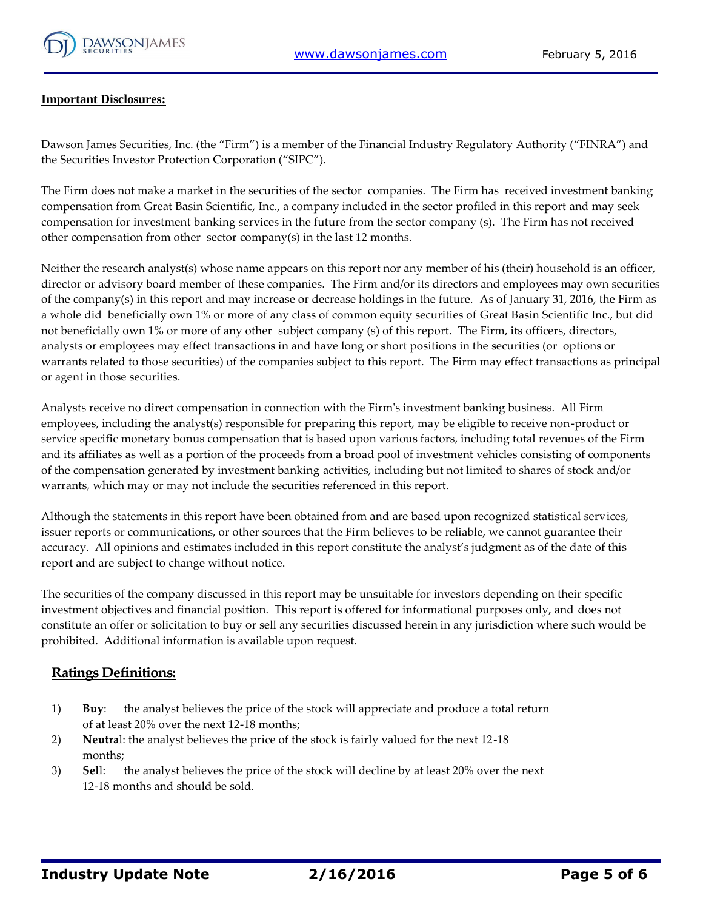## Important Disclosures:

Dawson James Securities, Inc. (the "Firm") is a member of the Financial Industry Regulatory Authority ("FINRA") and the Securities Investor Protection Corporation ("SIPC").

The Firm does not make a market in the securities of the sector companies. The Firm has received investment banking compensation from Great Basin Scientific, Inc., a company included in the sector profiled in this report and may seek compensation for investment banking services in the future from the sector company (s). The Firm has not received other compensation from other sector company(s) in the last 12 months.

Neither the research analyst(s) whose name appears on this report nor any member of his (their) household is an officer, director or advisory board member of these companies. The Firm and/or its directors and employees may own securities of the company(s) in this report and may increase or decrease holdings in the future. As of January 31, 2016, the Firm as a whole did beneficially own 1% or more of any class of common equity securities of Great Basin Scientific Inc., but did not beneficially own 1% or more of any other subject company (s) of this report. The Firm, its officers, directors, analysts or employees may effect transactions in and have long or short positions in the securities (or options or warrants related to those securities) of the companies subject to this report. The Firm may effect transactions as principal or agent in those securities.

Analysts receive no direct compensation in connection with the Firm's investment banking business. All Firm employees, including the analyst(s) responsible for preparing this report, may be eligible to receive non-product or service specific monetary bonus compensation that is based upon various factors, including total revenues of the Firm and its affiliates as well as a portion of the proceeds from a broad pool of investment vehicles consisting of components of the compensation generated by investment banking activities, including but not limited to shares of stock and/or warrants, which may or may not include the securities referenced in this report.

Although the statements in this report have been obtained from and are based upon recognized statistical services, issuer reports or communications, or other sources that the Firm believes to be reliable, we cannot guarantee their accuracy. All opinions and estimates included in this report constitute the analyst's judgment as of the date of this report and are subject to change without notice.

The securities of the company discussed in this report may be unsuitable for investors depending on their specific investment objectives and financial position. This report is offered for informational purposes only, and does not constitute an offer or solicitation to buy or sell any securities discussed herein in any jurisdiction where such would be prohibited. Additional information is available upon request.

## Ratings Definitions:

1) **Buy**: the analyst believes the price of the stock will appreciate and produce a total return of at least 20% over the next 12-18 months;
2) **Neutral**: the analyst believes the price of the stock is fairly valued for the next 12-18 months;
3) **Sell**: the analyst believes the price of the stock will decline by at least 20% over the next 12-18 months and should be sold.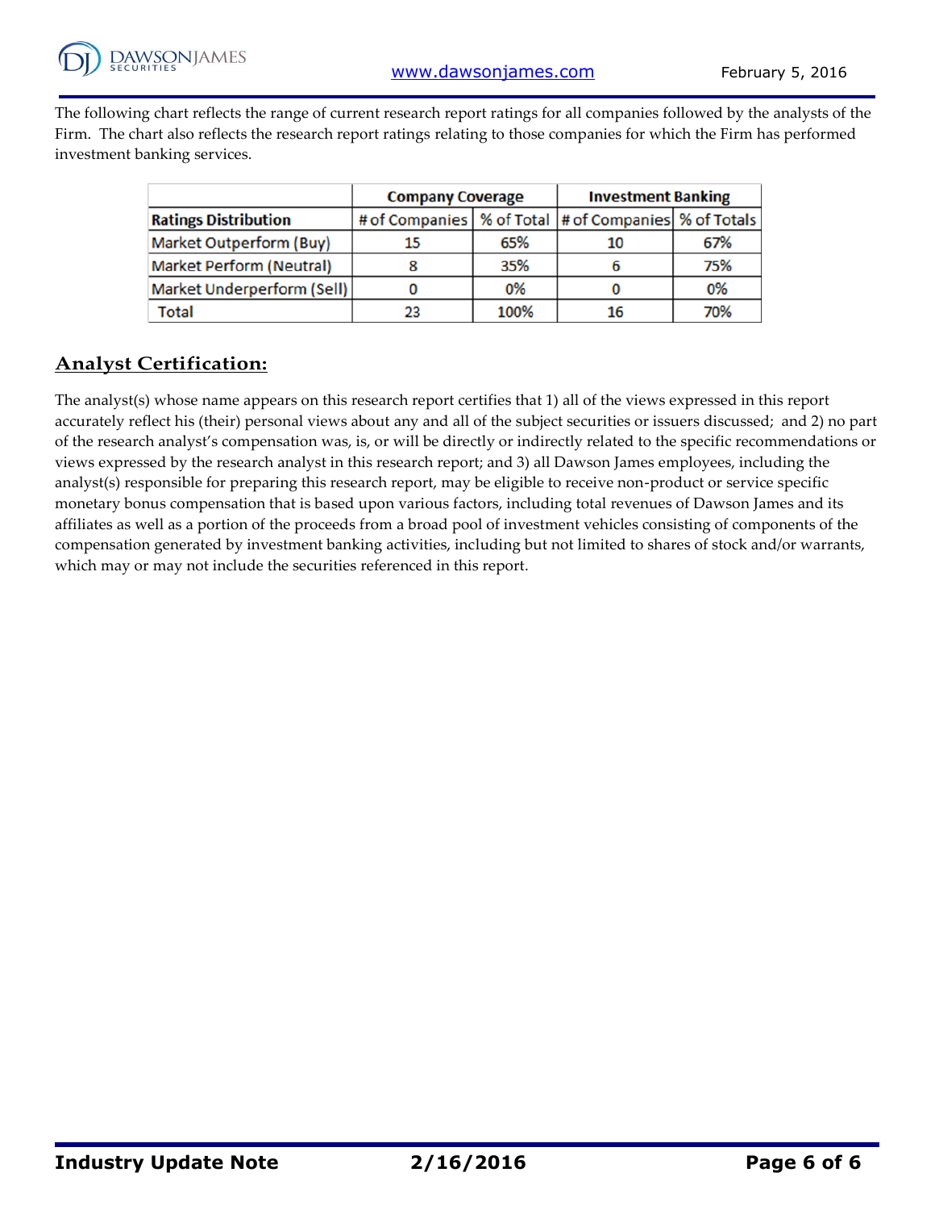The following chart reflects the range of current research report ratings for all companies followed by the analysts of the Firm. The chart also reflects the research report ratings relating to those companies for which the Firm has performed investment banking services.

| | Company Coverage | | Investment Banking | |
|---|---|---|---|---|
| Ratings Distribution | # of Companies | % of Total | # of Companies | % of Totals |
| Market Outperform (Buy) | 15 | 65% | 10 | 67% |
| Market Perform (Neutral) | 8 | 35% | 6 | 75% |
| Market Underperform (Sell) | 0 | 0% | 0 | 0% |
| Total | 23 | 100% | 16 | 70% |

## Analyst Certification:

The analyst(s) whose name appears on this research report certifies that 1) all of the views expressed in this report accurately reflect his (their) personal views about any and all of the subject securities or issuers discussed; and 2) no part of the research analyst's compensation was, is, or will be directly or indirectly related to the specific recommendations or views expressed by the research analyst in this research report; and 3) all Dawson James employees, including the analyst(s) responsible for preparing this research report, may be eligible to receive non-product or service specific monetary bonus compensation that is based upon various factors, including total revenues of Dawson James and its affiliates as well as a portion of the proceeds from a broad pool of investment vehicles consisting of components of the compensation generated by investment banking activities, including but not limited to shares of stock and/or warrants, which may or may not include the securities referenced in this report.